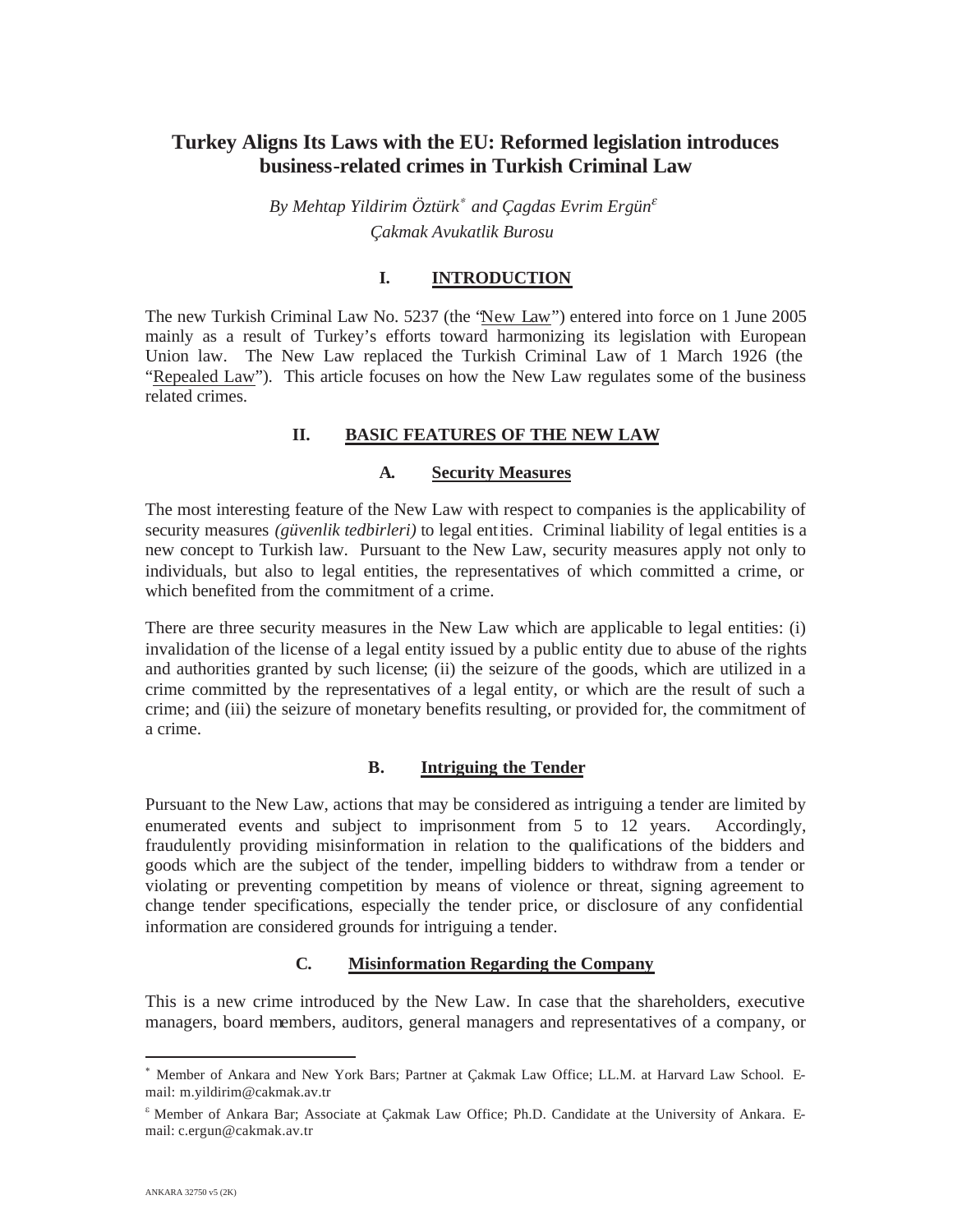# Turkey Aligns Its Laws with the EU: Reformed legislation introduces business-related crimes in Turkish Criminal Law

*By Mehtap Yildirim Öztürk[*] and Çagdas Evrim Ergün[ε]*

*Çakmak Avukatlik Burosu*

## I. INTRODUCTION

The new Turkish Criminal Law No. 5237 (the "New Law") entered into force on 1 June 2005 mainly as a result of Turkey's efforts toward harmonizing its legislation with European Union law. The New Law replaced the Turkish Criminal Law of 1 March 1926 (the "Repealed Law"). This article focuses on how the New Law regulates some of the business related crimes.

## II. BASIC FEATURES OF THE NEW LAW

### A. Security Measures

The most interesting feature of the New Law with respect to companies is the applicability of security measures *(güvenlik tedbirleri)* to legal entities. Criminal liability of legal entities is a new concept to Turkish law. Pursuant to the New Law, security measures apply not only to individuals, but also to legal entities, the representatives of which committed a crime, or which benefited from the commitment of a crime.

There are three security measures in the New Law which are applicable to legal entities: (i) invalidation of the license of a legal entity issued by a public entity due to abuse of the rights and authorities granted by such license; (ii) the seizure of the goods, which are utilized in a crime committed by the representatives of a legal entity, or which are the result of such a crime; and (iii) the seizure of monetary benefits resulting, or provided for, the commitment of a crime.

### B. Intriguing the Tender

Pursuant to the New Law, actions that may be considered as intriguing a tender are limited by enumerated events and subject to imprisonment from 5 to 12 years. Accordingly, fraudulently providing misinformation in relation to the qualifications of the bidders and goods which are the subject of the tender, impelling bidders to withdraw from a tender or violating or preventing competition by means of violence or threat, signing agreement to change tender specifications, especially the tender price, or disclosure of any confidential information are considered grounds for intriguing a tender.

### C. Misinformation Regarding the Company

This is a new crime introduced by the New Law. In case that the shareholders, executive managers, board members, auditors, general managers and representatives of a company, or

---

[*] Member of Ankara and New York Bars; Partner at Çakmak Law Office; LL.M. at Harvard Law School. E-mail: m.yildirim@cakmak.av.tr

[ε] Member of Ankara Bar; Associate at Çakmak Law Office; Ph.D. Candidate at the University of Ankara. E-mail: c.ergun@cakmak.av.tr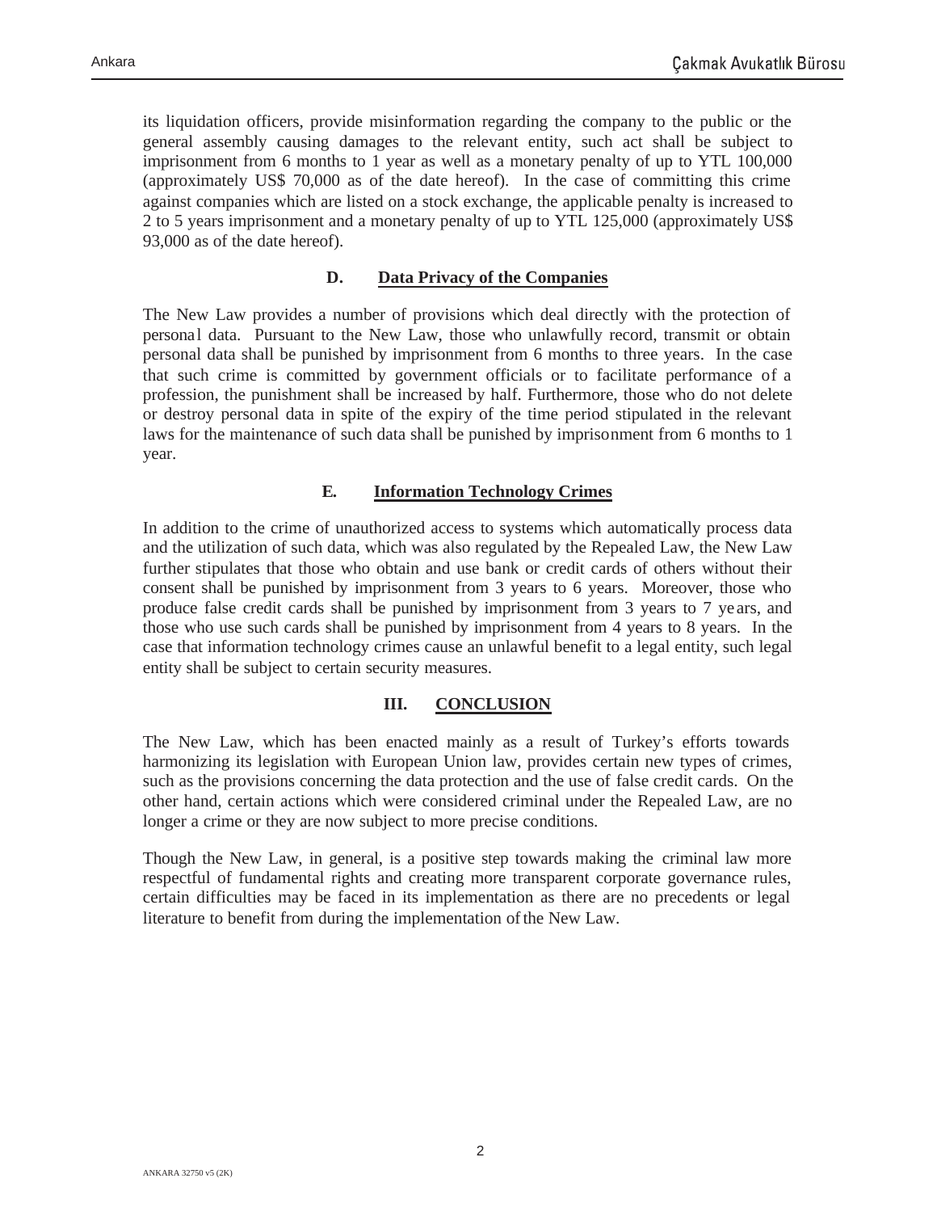its liquidation officers, provide misinformation regarding the company to the public or the general assembly causing damages to the relevant entity, such act shall be subject to imprisonment from 6 months to 1 year as well as a monetary penalty of up to YTL 100,000 (approximately US$ 70,000 as of the date hereof). In the case of committing this crime against companies which are listed on a stock exchange, the applicable penalty is increased to 2 to 5 years imprisonment and a monetary penalty of up to YTL 125,000 (approximately US$ 93,000 as of the date hereof).

### D. Data Privacy of the Companies

The New Law provides a number of provisions which deal directly with the protection of personal data. Pursuant to the New Law, those who unlawfully record, transmit or obtain personal data shall be punished by imprisonment from 6 months to three years. In the case that such crime is committed by government officials or to facilitate performance of a profession, the punishment shall be increased by half. Furthermore, those who do not delete or destroy personal data in spite of the expiry of the time period stipulated in the relevant laws for the maintenance of such data shall be punished by imprisonment from 6 months to 1 year.

### E. Information Technology Crimes

In addition to the crime of unauthorized access to systems which automatically process data and the utilization of such data, which was also regulated by the Repealed Law, the New Law further stipulates that those who obtain and use bank or credit cards of others without their consent shall be punished by imprisonment from 3 years to 6 years. Moreover, those who produce false credit cards shall be punished by imprisonment from 3 years to 7 years, and those who use such cards shall be punished by imprisonment from 4 years to 8 years. In the case that information technology crimes cause an unlawful benefit to a legal entity, such legal entity shall be subject to certain security measures.

## III. CONCLUSION

The New Law, which has been enacted mainly as a result of Turkey's efforts towards harmonizing its legislation with European Union law, provides certain new types of crimes, such as the provisions concerning the data protection and the use of false credit cards. On the other hand, certain actions which were considered criminal under the Repealed Law, are no longer a crime or they are now subject to more precise conditions.

Though the New Law, in general, is a positive step towards making the criminal law more respectful of fundamental rights and creating more transparent corporate governance rules, certain difficulties may be faced in its implementation as there are no precedents or legal literature to benefit from during the implementation of the New Law.